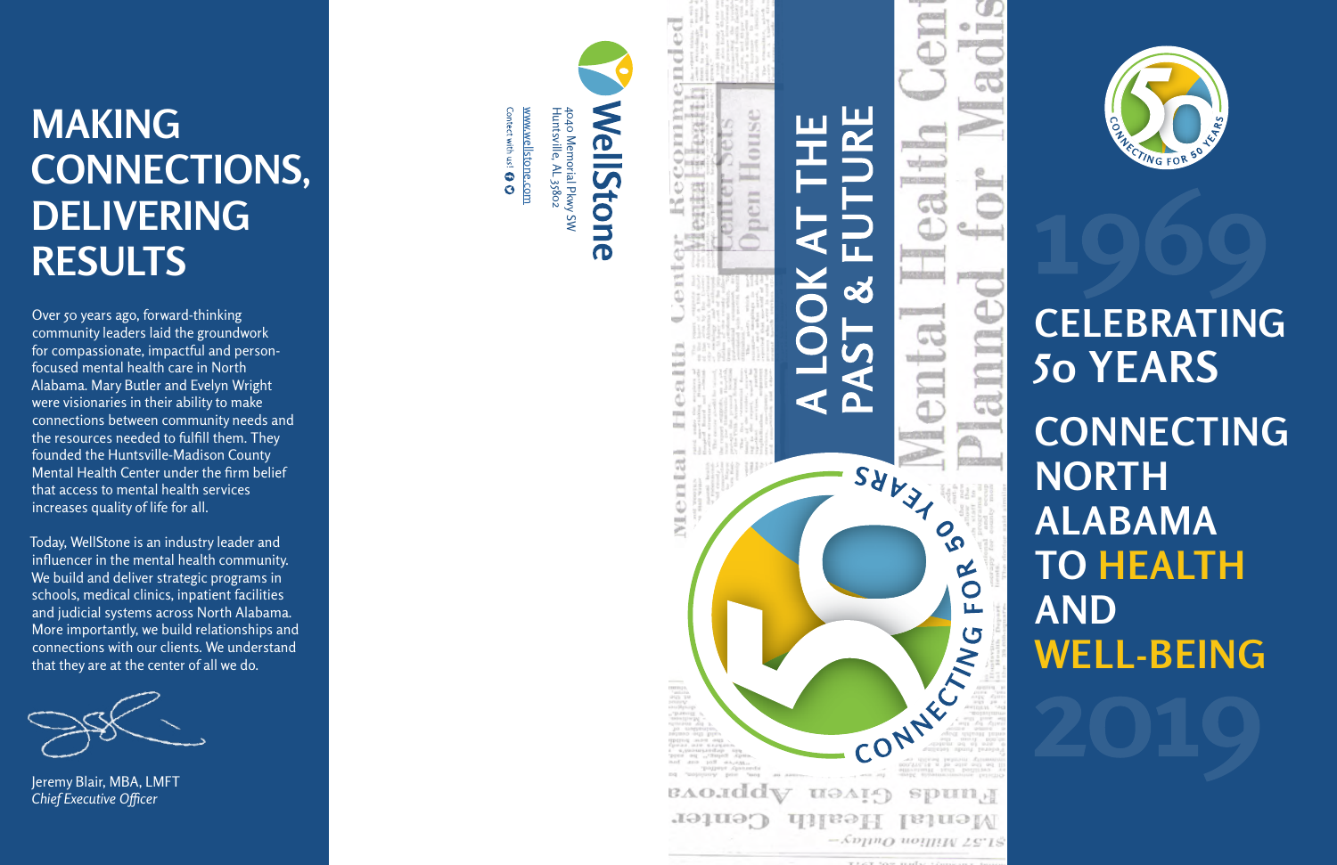# MAKING CONNECTIONS, DELIVERING RESULTS

Over 50 years ago, forward-thinking community leaders laid the groundwork for compassionate, impactful and person-focused mental health care in North Alabama. Mary Butler and Evelyn Wright were visionaries in their ability to make connections between community needs and the resources needed to fulfill them. They founded the Huntsville-Madison County Mental Health Center under the firm belief that access to mental health services increases quality of life for all.

Today, WellStone is an industry leader and influencer in the mental health community. We build and deliver strategic programs in schools, medical clinics, inpatient facilities and judicial systems across North Alabama. More importantly, we build relationships and connections with our clients. We understand that they are at the center of all we do.

Jeremy Blair, MBA, LMFT
*Chief Executive Officer*

**WellStone**
4040 Memorial Pkwy SW
Huntsville, AL 35802
www.wellstone.com
Contact with us!

# A LOOK AT THE PAST & FUTURE

CONNECTING FOR 50 YEARS

1969

# CELEBRATING 50 YEARS

# CONNECTING NORTH ALABAMA TO HEALTH AND WELL-BEING

2019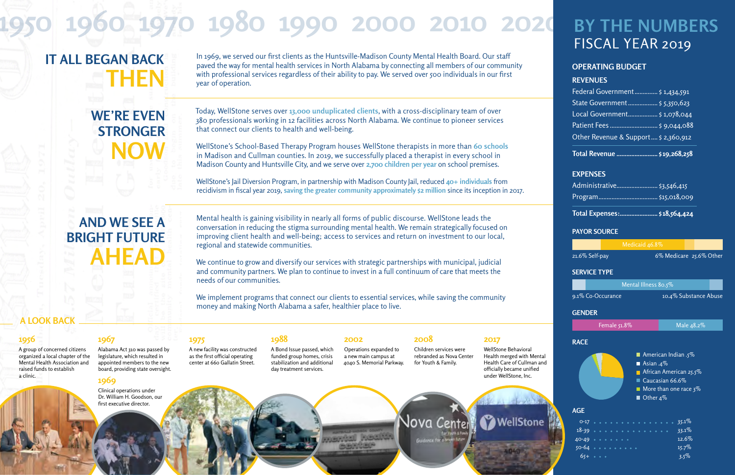1950 1960 1970 1980 1990 2000 2010 2020

## IT ALL BEGAN BACK THEN

In 1969, we served our first clients as the Huntsville-Madison County Mental Health Board. Our staff paved the way for mental health services in North Alabama by connecting all members of our community with professional services regardless of their ability to pay. We served over 500 individuals in our first year of operation.

## WE'RE EVEN STRONGER NOW

Today, WellStone serves over **13,000 unduplicated clients**, with a cross-disciplinary team of over 380 professionals working in 12 facilities across North Alabama. We continue to pioneer services that connect our clients to health and well-being.

WellStone's School-Based Therapy Program houses WellStone therapists in more than **60 schools** in Madison and Cullman counties. In 2019, we successfully placed a therapist in every school in Madison County and Huntsville City, and we serve over **2,700 children per year** on school premises.

WellStone's Jail Diversion Program, in partnership with Madison County Jail, reduced **40+ individuals** from recidivism in fiscal year 2019, **saving the greater community approximately $2 million** since its inception in 2017.

## AND WE SEE A BRIGHT FUTURE AHEAD

Mental health is gaining visibility in nearly all forms of public discourse. WellStone leads the conversation in reducing the stigma surrounding mental health. We remain strategically focused on improving client health and well-being; access to services and return on investment to our local, regional and statewide communities.

We continue to grow and diversify our services with strategic partnerships with municipal, judicial and community partners. We plan to continue to invest in a full continuum of care that meets the needs of our communities.

We implement programs that connect our clients to essential services, while saving the community money and making North Alabama a safer, healthier place to live.

## A LOOK BACK

**1956**
A group of concerned citizens organized a local chapter of the Mental Health Association and raised funds to establish a clinic.

**1967**
Alabama Act 310 was passed by legislature, which resulted in appointed members to the new board, providing state oversight.

**1969**
Clinical operations under Dr. William H. Goodson, our first executive director.

**1975**
A new facility was constructed as the first official operating center at 660 Gallatin Street.

**1988**
A Bond Issue passed, which funded group homes, crisis stabilization and additional day treatment services.

**2002**
Operations expanded to a new main campus at 4040 S. Memorial Parkway.

**2008**
Children services were rebranded as Nova Center for Youth & Family.

**2017**
WellStone Behavioral Health merged with Mental Health Care of Cullman and officially became unified under WellStone, Inc.

# BY THE NUMBERS FISCAL YEAR 2019

## OPERATING BUDGET

### REVENUES

| | |
|---|---|
| Federal Government | $ 1,434,591 |
| State Government | $ 5,350,623 |
| Local Government | $ 1,078,044 |
| Patient Fees | $ 9,044,088 |
| Other Revenue & Support | $ 2,360,912 |
| **Total Revenue** | **$19,268,258** |

### EXPENSES

| | |
|---|---|
| Administrative | $3,546,415 |
| Program | $15,018,009 |
| **Total Expenses:** | **$18,564,424** |

### PAYOR SOURCE

Medicaid 46.8%
21.6% Self-pay
6% Medicare
25.6% Other

### SERVICE TYPE

Mental Illness 80.5%
9.1% Co-Occurance
10.4% Substance Abuse

### GENDER

Female 51.8%
Male 48.2%

### RACE

American Indian .5%
Asian .4%
African American 25.5%
Caucasian 66.6%
More than one race 3%
Other 4%

### AGE

0-17 35.1%
18-39 33.1%
40-49 12.6%
50-64 15.7%
65+ 3.5%